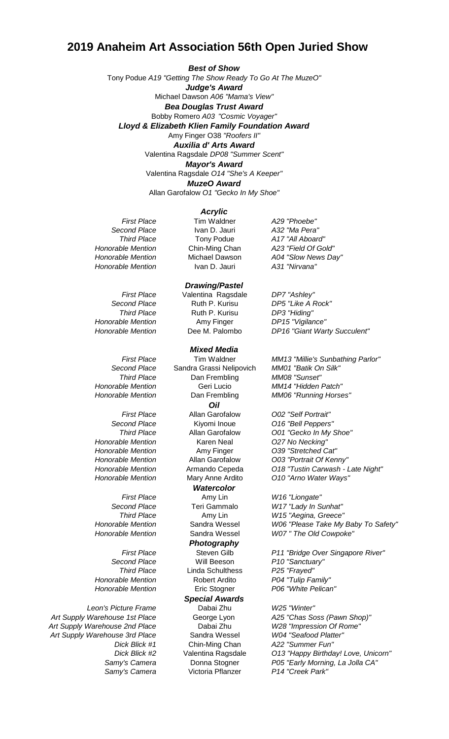# 2019 Anaheim Art Association 56th Open Juried Show

***Best of Show***

Tony Podue *A19 "Getting The Show Ready To Go At The MuzeO"*

***Judge's Award***

Michael Dawson *A06 "Mama's View"*

***Bea Douglas Trust Award***

Bobby Romero *A03 "Cosmic Voyager"*

***Lloyd & Elizabeth Klien Family Foundation Award***

Amy Finger O38 *"Roofers II"*

***Auxilia d' Arts Award***

Valentina Ragsdale *DP08 "Summer Scent"*

***Mayor's Award***

Valentina Ragsdale *O14 "She's A Keeper"*

***MuzeO Award***

Allan Garofalow *O1 "Gecko In My Shoe"*

***Acrylic***

| | | |
|---|---|---|
| *First Place* | Tim Waldner | *A29 "Phoebe"* |
| *Second Place* | Ivan D. Jauri | *A32 "Ma Pera"* |
| *Third Place* | Tony Podue | *A17 "All Aboard"* |
| *Honorable Mention* | Chin-Ming Chan | *A23 "Field Of Gold"* |
| *Honorable Mention* | Michael Dawson | *A04 "Slow News Day"* |
| *Honorable Mention* | Ivan D. Jauri | *A31 "Nirvana"* |

***Drawing/Pastel***

| | | |
|---|---|---|
| *First Place* | Valentina Ragsdale | *DP7 "Ashley"* |
| *Second Place* | Ruth P. Kurisu | *DP5 "Like A Rock"* |
| *Third Place* | Ruth P. Kurisu | *DP3 "Hiding"* |
| *Honorable Mention* | Amy Finger | *DP15 "Vigilance"* |
| *Honorable Mention* | Dee M. Palombo | *DP16 "Giant Warty Succulent"* |

***Mixed Media***

| | | |
|---|---|---|
| *First Place* | Tim Waldner | *MM13 "Millie's Sunbathing Parlor"* |
| *Second Place* | Sandra Grassi Nelipovich | *MM01 "Batik On Silk"* |
| *Third Place* | Dan Frembling | *MM08 "Sunset"* |
| *Honorable Mention* | Geri Lucio | *MM14 "Hidden Patch"* |
| *Honorable Mention* | Dan Frembling | *MM06 "Running Horses"* |

***Oil***

| | | |
|---|---|---|
| *First Place* | Allan Garofalow | *O02 "Self Portrait"* |
| *Second Place* | Kiyomi Inoue | *O16 "Bell Peppers"* |
| *Third Place* | Allan Garofalow | *O01 "Gecko In My Shoe"* |
| *Honorable Mention* | Karen Neal | *O27 No Necking"* |
| *Honorable Mention* | Amy Finger | *O39 "Stretched Cat"* |
| *Honorable Mention* | Allan Garofalow | *O03 "Portrait Of Kenny"* |
| *Honorable Mention* | Armando Cepeda | *O18 "Tustin Carwash - Late Night"* |
| *Honorable Mention* | Mary Anne Ardito | *O10 "Arno Water Ways"* |

***Watercolor***

| | | |
|---|---|---|
| *First Place* | Amy Lin | *W16 "Liongate"* |
| *Second Place* | Teri Gammalo | *W17 "Lady In Sunhat"* |
| *Third Place* | Amy Lin | *W15 "Aegina, Greece"* |
| *Honorable Mention* | Sandra Wessel | *W06 "Please Take My Baby To Safety"* |
| *Honorable Mention* | Sandra Wessel | *W07 " The Old Cowpoke"* |

***Photography***

| | | |
|---|---|---|
| *First Place* | Steven Gilb | *P11 "Bridge Over Singapore River"* |
| *Second Place* | Will Beeson | *P10 "Sanctuary"* |
| *Third Place* | Linda Schulthess | *P25 "Frayed"* |
| *Honorable Mention* | Robert Ardito | *P04 "Tulip Family"* |
| *Honorable Mention* | Eric Stogner | *P06 "White Pelican"* |

***Special Awards***

| | | |
|---|---|---|
| *Leon's Picture Frame* | Dabai Zhu | *W25 "Winter"* |
| *Art Supply Warehouse 1st Place* | George Lyon | *A25 "Chas Soss (Pawn Shop)"* |
| *Art Supply Warehouse 2nd Place* | Dabai Zhu | *W28 "Impression Of Rome"* |
| *Art Supply Warehouse 3rd Place* | Sandra Wessel | *W04 "Seafood Platter"* |
| *Dick Blick #1* | Chin-Ming Chan | *A22 "Summer Fun"* |
| *Dick Blick #2* | Valentina Ragsdale | *O13 "Happy Birthday! Love, Unicorn"* |
| *Samy's Camera* | Donna Stogner | *P05 "Early Morning, La Jolla CA"* |
| *Samy's Camera* | Victoria Pflanzer | *P14 "Creek Park"* |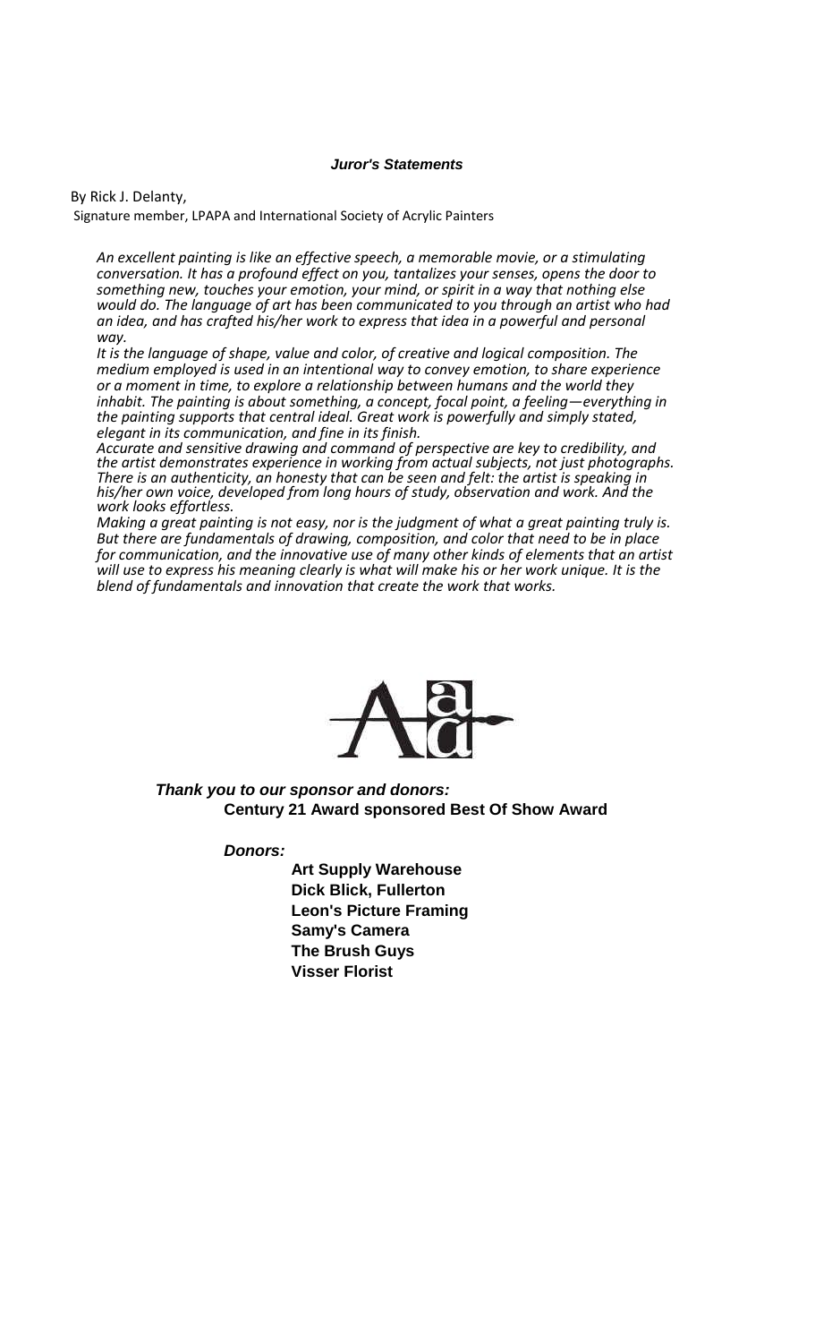***Juror's Statements***

By Rick J. Delanty,
Signature member, LPAPA and International Society of Acrylic Painters

*An excellent painting is like an effective speech, a memorable movie, or a stimulating conversation. It has a profound effect on you, tantalizes your senses, opens the door to something new, touches your emotion, your mind, or spirit in a way that nothing else would do. The language of art has been communicated to you through an artist who had an idea, and has crafted his/her work to express that idea in a powerful and personal way.*

*It is the language of shape, value and color, of creative and logical composition. The medium employed is used in an intentional way to convey emotion, to share experience or a moment in time, to explore a relationship between humans and the world they inhabit. The painting is about something, a concept, focal point, a feeling—everything in the painting supports that central ideal. Great work is powerfully and simply stated, elegant in its communication, and fine in its finish.*

*Accurate and sensitive drawing and command of perspective are key to credibility, and the artist demonstrates experience in working from actual subjects, not just photographs. There is an authenticity, an honesty that can be seen and felt: the artist is speaking in his/her own voice, developed from long hours of study, observation and work. And the work looks effortless.*

*Making a great painting is not easy, nor is the judgment of what a great painting truly is. But there are fundamentals of drawing, composition, and color that need to be in place for communication, and the innovative use of many other kinds of elements that an artist will use to express his meaning clearly is what will make his or her work unique. It is the blend of fundamentals and innovation that create the work that works.*

***Thank you to our sponsor and donors:***

**Century 21 Award sponsored Best Of Show Award**

***Donors:***

**Art Supply Warehouse**
**Dick Blick, Fullerton**
**Leon's Picture Framing**
**Samy's Camera**
**The Brush Guys**
**Visser Florist**